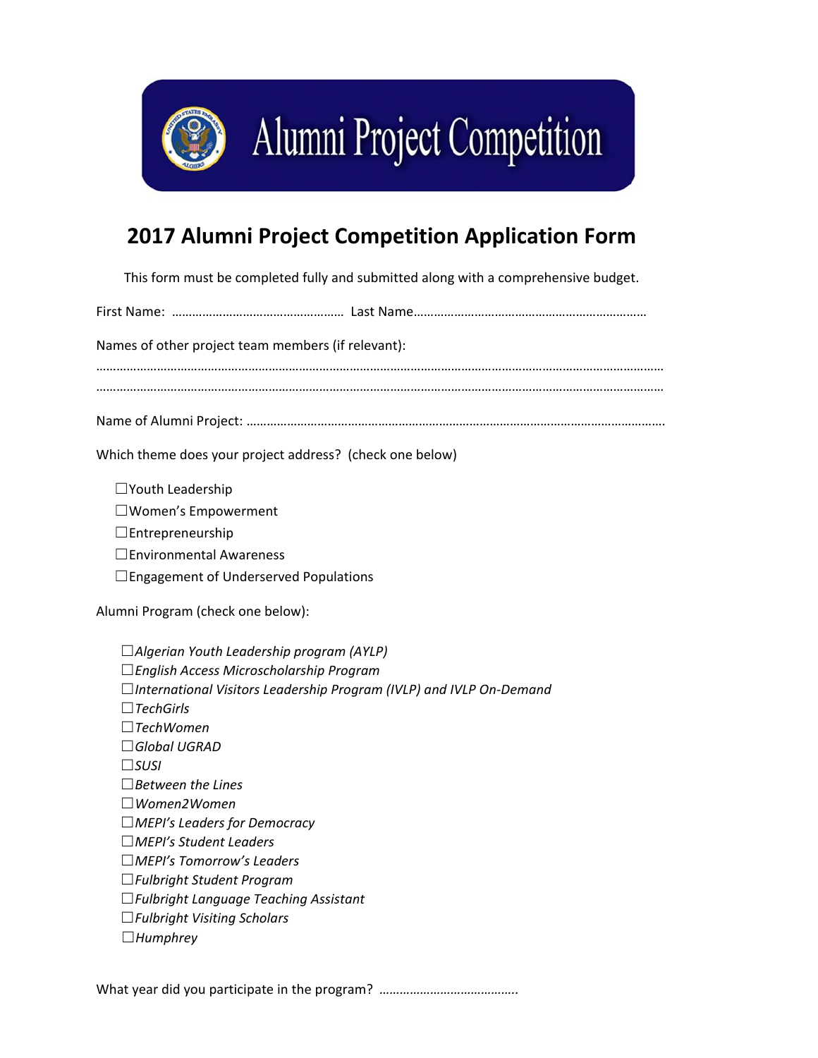# Alumni Project Competition

## 2017 Alumni Project Competition Application Form

This form must be completed fully and submitted along with a comprehensive budget.

First Name: …………………………………………… Last Name……………………………………………………………

Names of other project team members (if relevant):

………………………………………………………………………………………………………………………………………………

………………………………………………………………………………………………………………………………………………

Name of Alumni Project: ……………………………………………………………………………………………………………….

Which theme does your project address? (check one below)

☐Youth Leadership
☐Women's Empowerment
☐Entrepreneurship
☐Environmental Awareness
☐Engagement of Underserved Populations

Alumni Program (check one below):

☐*Algerian Youth Leadership program (AYLP)*
☐*English Access Microscholarship Program*
☐*International Visitors Leadership Program (IVLP) and IVLP On-Demand*
☐*TechGirls*
☐*TechWomen*
☐*Global UGRAD*
☐*SUSI*
☐*Between the Lines*
☐*Women2Women*
☐*MEPI's Leaders for Democracy*
☐*MEPI's Student Leaders*
☐*MEPI's Tomorrow's Leaders*
☐*Fulbright Student Program*
☐*Fulbright Language Teaching Assistant*
☐*Fulbright Visiting Scholars*
☐*Humphrey*

What year did you participate in the program? …………………………………..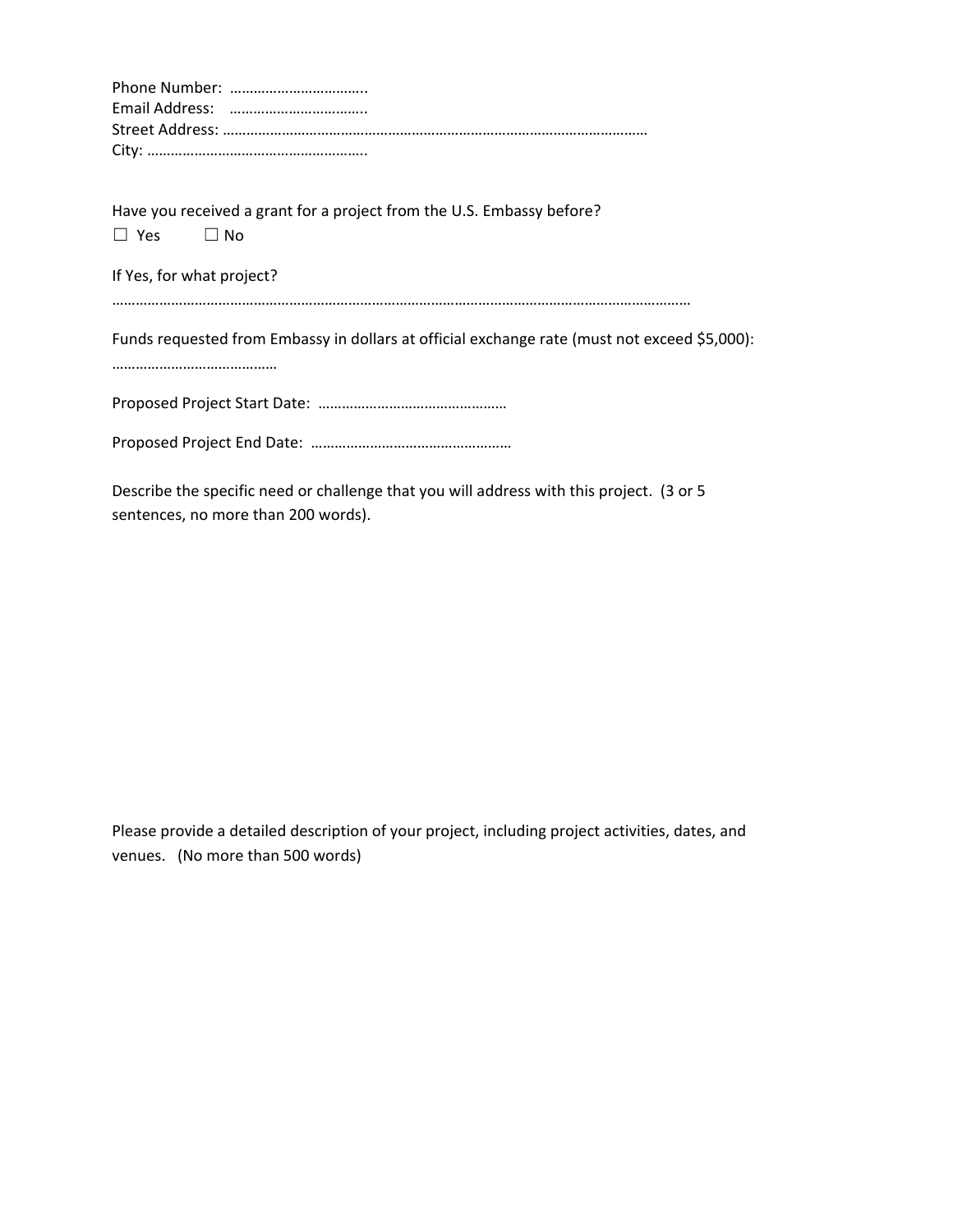Phone Number: ……………………………..
Email Address: ……………………………..
Street Address: ………………………………………………………………………………………………
City: ………………………………………………..

Have you received a grant for a project from the U.S. Embassy before?

☐ Yes ☐ No

If Yes, for what project?

……………………………………………………………………………………………………………………………

Funds requested from Embassy in dollars at official exchange rate (must not exceed $5,000):

……………………………………

Proposed Project Start Date: …………………………………………

Proposed Project End Date: ……………………………………………

Describe the specific need or challenge that you will address with this project. (3 or 5 sentences, no more than 200 words).

Please provide a detailed description of your project, including project activities, dates, and venues. (No more than 500 words)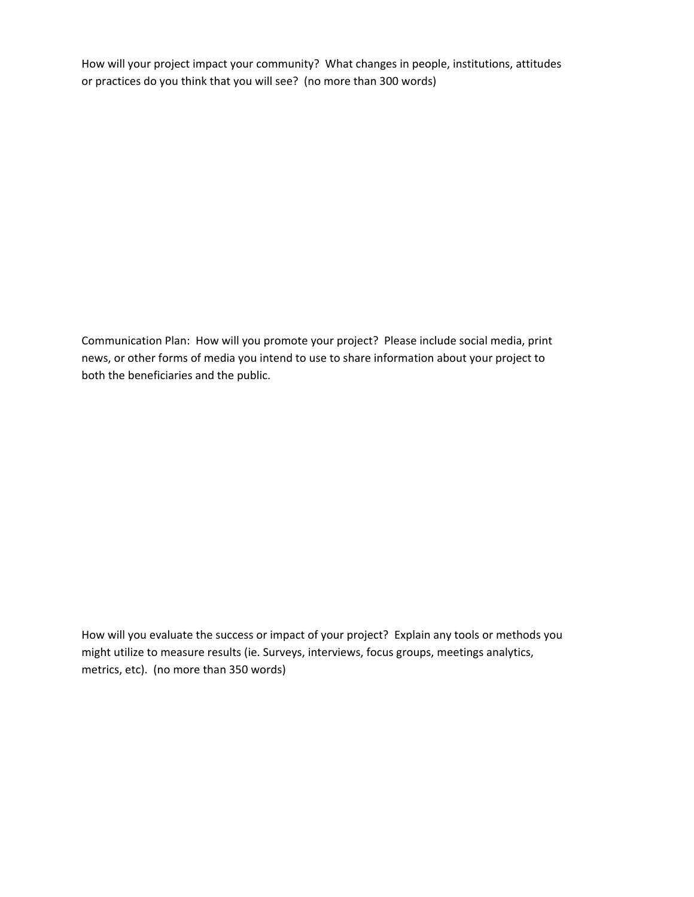How will your project impact your community? What changes in people, institutions, attitudes or practices do you think that you will see? (no more than 300 words)

Communication Plan: How will you promote your project? Please include social media, print news, or other forms of media you intend to use to share information about your project to both the beneficiaries and the public.

How will you evaluate the success or impact of your project? Explain any tools or methods you might utilize to measure results (ie. Surveys, interviews, focus groups, meetings analytics, metrics, etc). (no more than 350 words)